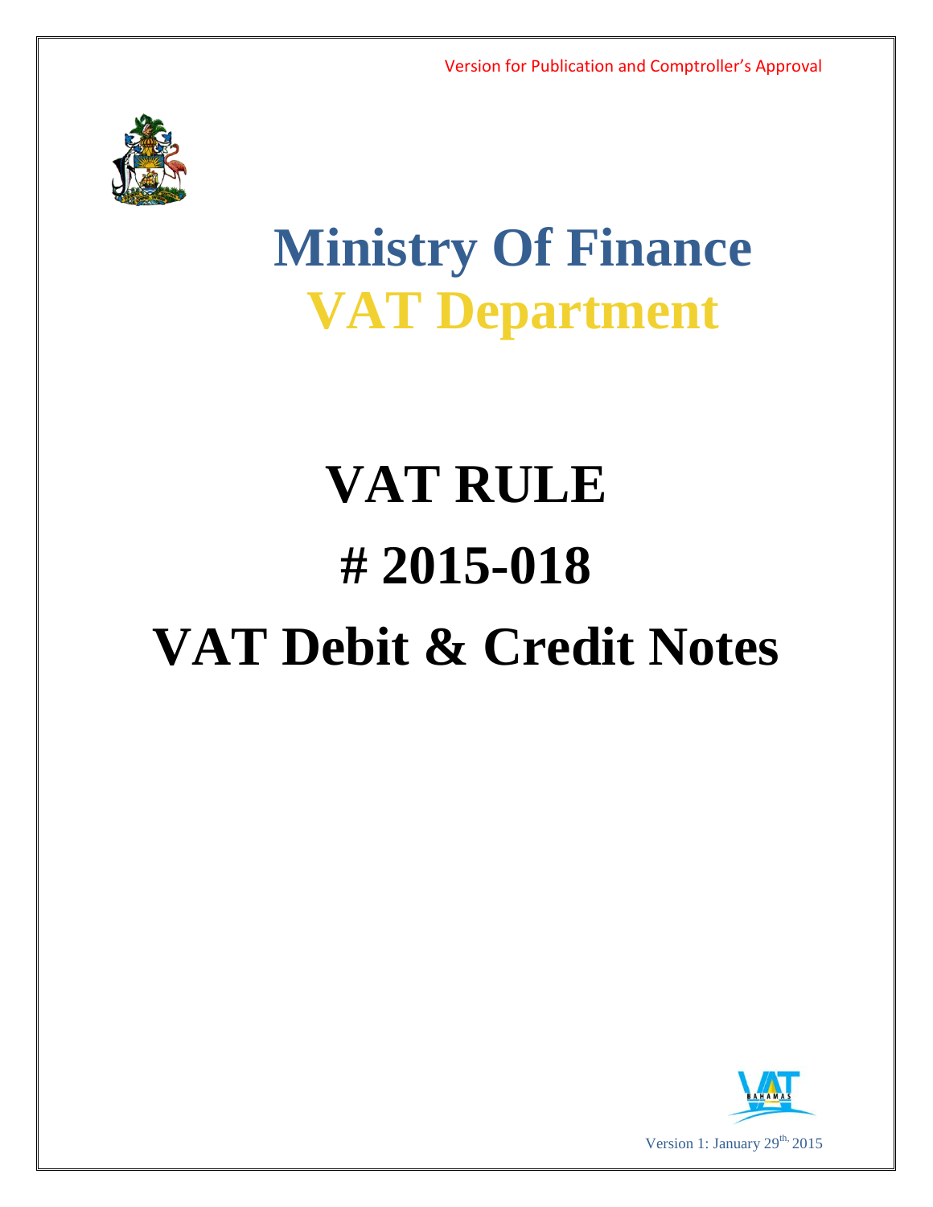Version for Publication and Comptroller's Approval

# Ministry Of Finance

## VAT Department

# VAT RULE

# # 2015-018

# VAT Debit & Credit Notes

Version 1: January 29th, 2015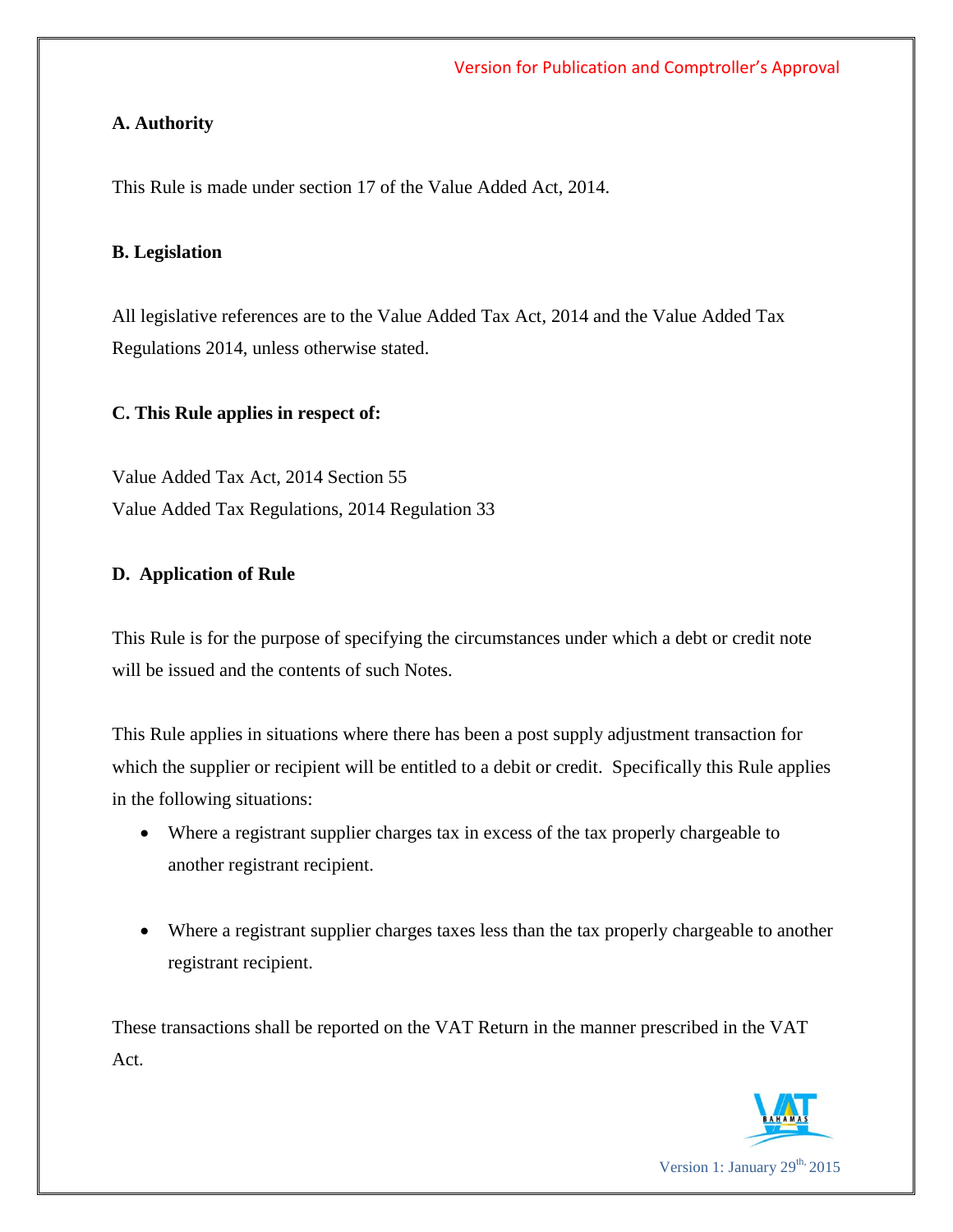### A. Authority

This Rule is made under section 17 of the Value Added Act, 2014.

### B. Legislation

All legislative references are to the Value Added Tax Act, 2014 and the Value Added Tax Regulations 2014, unless otherwise stated.

### C. This Rule applies in respect of:

Value Added Tax Act, 2014 Section 55
Value Added Tax Regulations, 2014 Regulation 33

### D. Application of Rule

This Rule is for the purpose of specifying the circumstances under which a debt or credit note will be issued and the contents of such Notes.

This Rule applies in situations where there has been a post supply adjustment transaction for which the supplier or recipient will be entitled to a debit or credit. Specifically this Rule applies in the following situations:

- Where a registrant supplier charges tax in excess of the tax properly chargeable to another registrant recipient.

- Where a registrant supplier charges taxes less than the tax properly chargeable to another registrant recipient.

These transactions shall be reported on the VAT Return in the manner prescribed in the VAT Act.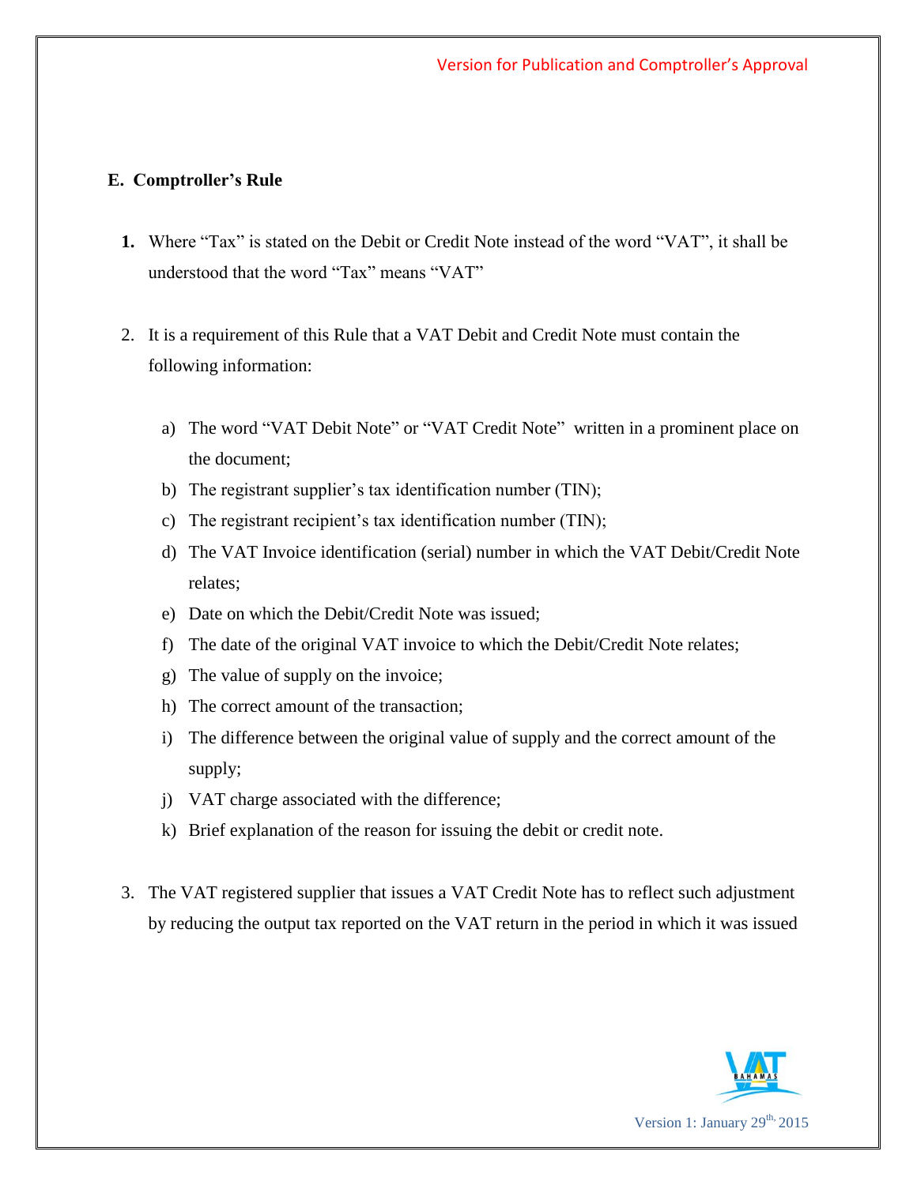## E. Comptroller's Rule

1. Where "Tax" is stated on the Debit or Credit Note instead of the word "VAT", it shall be understood that the word "Tax" means "VAT"

2. It is a requirement of this Rule that a VAT Debit and Credit Note must contain the following information:

   a) The word "VAT Debit Note" or "VAT Credit Note" written in a prominent place on the document;
   b) The registrant supplier's tax identification number (TIN);
   c) The registrant recipient's tax identification number (TIN);
   d) The VAT Invoice identification (serial) number in which the VAT Debit/Credit Note relates;
   e) Date on which the Debit/Credit Note was issued;
   f) The date of the original VAT invoice to which the Debit/Credit Note relates;
   g) The value of supply on the invoice;
   h) The correct amount of the transaction;
   i) The difference between the original value of supply and the correct amount of the supply;
   j) VAT charge associated with the difference;
   k) Brief explanation of the reason for issuing the debit or credit note.

3. The VAT registered supplier that issues a VAT Credit Note has to reflect such adjustment by reducing the output tax reported on the VAT return in the period in which it was issued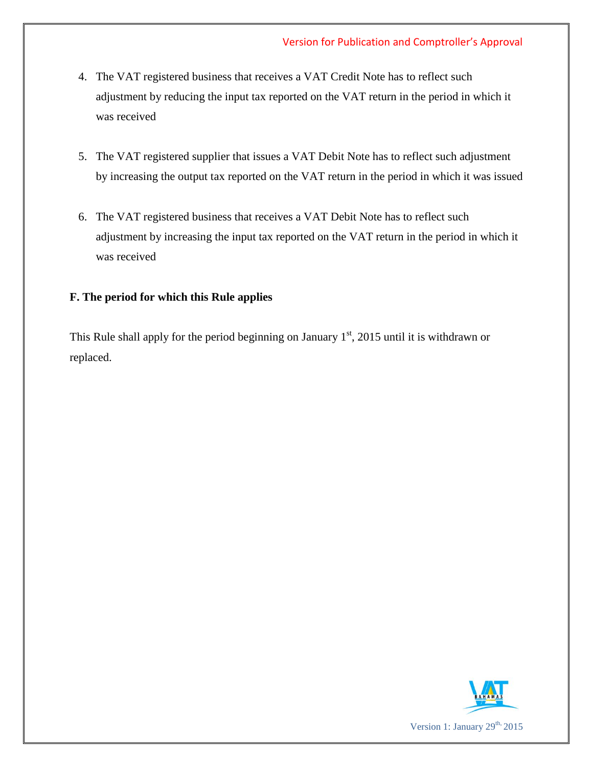4. The VAT registered business that receives a VAT Credit Note has to reflect such adjustment by reducing the input tax reported on the VAT return in the period in which it was received

5. The VAT registered supplier that issues a VAT Debit Note has to reflect such adjustment by increasing the output tax reported on the VAT return in the period in which it was issued

6. The VAT registered business that receives a VAT Debit Note has to reflect such adjustment by increasing the input tax reported on the VAT return in the period in which it was received

**F. The period for which this Rule applies**

This Rule shall apply for the period beginning on January 1st, 2015 until it is withdrawn or replaced.